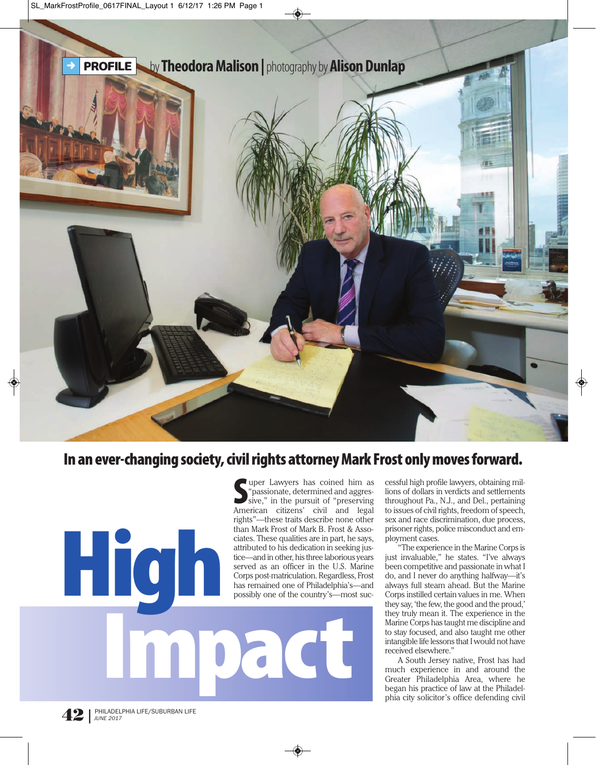PROFILE

by **Theodora Malison** | photography by **Alison Dunlap**

# High Impact

## In an ever-changing society, civil rights attorney Mark Frost only moves forward.

Super Lawyers has coined him as "passionate, determined and aggressive," in the pursuit of "preserving American citizens' civil and legal rights"—these traits describe none other than Mark Frost of Mark B. Frost & Associates. These qualities are in part, he says, attributed to his dedication in seeking justice—and in other, his three laborious years served as an officer in the U.S. Marine Corps post-matriculation. Regardless, Frost has remained one of Philadelphia's—and possibly one of the country's—most successful high profile lawyers, obtaining millions of dollars in verdicts and settlements throughout Pa., N.J., and Del., pertaining to issues of civil rights, freedom of speech, sex and race discrimination, due process, prisoner rights, police misconduct and employment cases.

"The experience in the Marine Corps is just invaluable," he states. "I've always been competitive and passionate in what I do, and I never do anything halfway—it's always full steam ahead. But the Marine Corps instilled certain values in me. When they say, 'the few, the good and the proud,' they truly mean it. The experience in the Marine Corps has taught me discipline and to stay focused, and also taught me other intangible life lessons that I would not have received elsewhere."

A South Jersey native, Frost has had much experience in and around the Greater Philadelphia Area, where he began his practice of law at the Philadelphia city solicitor's office defending civil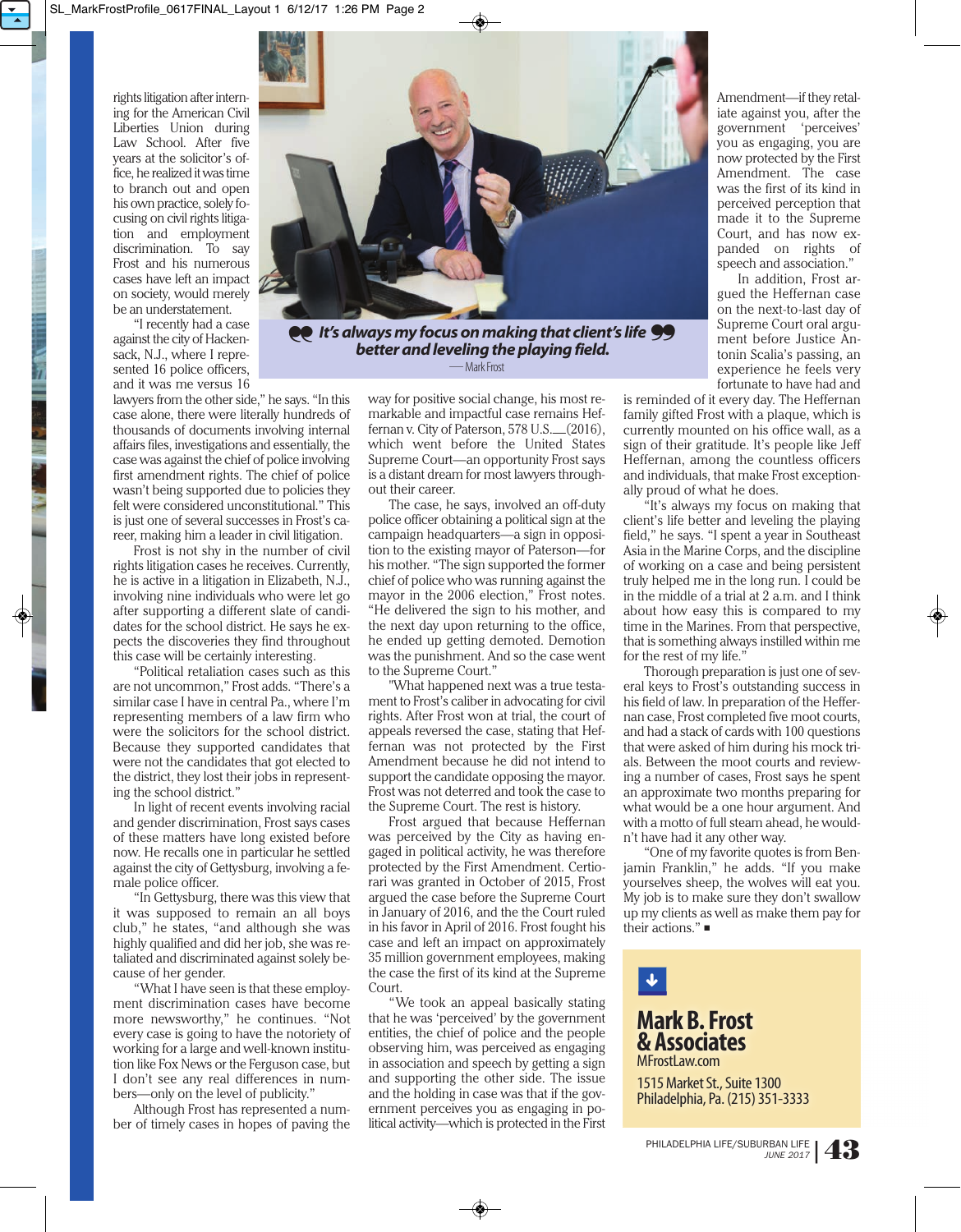rights litigation after interning for the American Civil Liberties Union during Law School. After five years at the solicitor's office, he realized it was time to branch out and open his own practice, solely focusing on civil rights litigation and employment discrimination. To say Frost and his numerous cases have left an impact on society, would merely be an understatement.

"I recently had a case against the city of Hackensack, N.J., where I represented 16 police officers, and it was me versus 16 lawyers from the other side," he says. "In this case alone, there were literally hundreds of thousands of documents involving internal affairs files, investigations and essentially, the case was against the chief of police involving first amendment rights. The chief of police wasn't being supported due to policies they felt were considered unconstitutional." This is just one of several successes in Frost's career, making him a leader in civil litigation.

Frost is not shy in the number of civil rights litigation cases he receives. Currently, he is active in a litigation in Elizabeth, N.J., involving nine individuals who were let go after supporting a different slate of candidates for the school district. He says he expects the discoveries they find throughout this case will be certainly interesting.

"Political retaliation cases such as this are not uncommon," Frost adds. "There's a similar case I have in central Pa., where I'm representing members of a law firm who were the solicitors for the school district. Because they supported candidates that were not the candidates that got elected to the district, they lost their jobs in representing the school district."

In light of recent events involving racial and gender discrimination, Frost says cases of these matters have long existed before now. He recalls one in particular he settled against the city of Gettysburg, involving a female police officer.

"In Gettysburg, there was this view that it was supposed to remain an all boys club," he states, "and although she was highly qualified and did her job, she was retaliated and discriminated against solely because of her gender."

"What I have seen is that these employment discrimination cases have become more newsworthy," he continues. "Not every case is going to have the notoriety of working for a large and well-known institution like Fox News or the Ferguson case, but I don't see any real differences in numbers—only on the level of publicity."

Although Frost has represented a number of timely cases in hopes of paving the way for positive social change, his most remarkable and impactful case remains Heffernan v. City of Paterson, 578 U.S.__(2016), which went before the United States Supreme Court—an opportunity Frost says is a distant dream for most lawyers throughout their career.

The case, he says, involved an off-duty police officer obtaining a political sign at the campaign headquarters—a sign in opposition to the existing mayor of Paterson—for his mother. "The sign supported the former chief of police who was running against the mayor in the 2006 election," Frost notes. "He delivered the sign to his mother, and the next day upon returning to the office, he ended up getting demoted. Demotion was the punishment. And so the case went to the Supreme Court."

"What happened next was a true testament to Frost's caliber in advocating for civil rights. After Frost won at trial, the court of appeals reversed the case, stating that Heffernan was not protected by the First Amendment because he did not intend to support the candidate opposing the mayor. Frost was not deterred and took the case to the Supreme Court. The rest is history.

Frost argued that because Heffernan was perceived by the City as having engaged in political activity, he was therefore protected by the First Amendment. Certiorari was granted in October of 2015, Frost argued the case before the Supreme Court in January of 2016, and the Court ruled in his favor in April of 2016. Frost fought his case and left an impact on approximately 35 million government employees, making the case the first of its kind at the Supreme Court.

"We took an appeal basically stating that he was 'perceived' by the government entities, the chief of police and the people observing him, was perceived as engaging in association and speech by getting a sign and supporting the other side. The issue and the holding in case was that if the government perceives you as engaging in political activity—which is protected in the First Amendment—if they retaliate against you, after the government 'perceives' you as engaging, you are now protected by the First Amendment. The case was the first of its kind in perceived perception that made it to the Supreme Court, and has now expanded on rights of speech and association."

In addition, Frost argued the Heffernan case on the next-to-last day of Supreme Court oral argument before Justice Antonin Scalia's passing, an experience he feels very fortunate to have had and is reminded of it every day. The Heffernan family gifted Frost with a plaque, which is currently mounted on his office wall, as a sign of their gratitude. It's people like Jeff Heffernan, among the countless officers and individuals, that make Frost exceptionally proud of what he does.

**_It's always my focus on making that client's life better and leveling the playing field._**
— Mark Frost

"It's always my focus on making that client's life better and leveling the playing field," he says. "I spent a year in Southeast Asia in the Marine Corps, and the discipline of working on a case and being persistent truly helped me in the long run. I could be in the middle of a trial at 2 a.m. and I think about how easy this is compared to my time in the Marines. From that perspective, that is something always instilled within me for the rest of my life."

Thorough preparation is just one of several keys to Frost's outstanding success in his field of law. In preparation of the Heffernan case, Frost completed five moot courts, and had a stack of cards with 100 questions that were asked of him during his mock trials. Between the moot courts and reviewing a number of cases, Frost says he spent an approximate two months preparing for what would be a one hour argument. And with a motto of full steam ahead, he wouldn't have had it any other way.

"One of my favorite quotes is from Benjamin Franklin," he adds. "If you make yourselves sheep, the wolves will eat you. My job is to make sure they don't swallow up my clients as well as make them pay for their actions." ■

**Mark B. Frost & Associates**
MFrostLaw.com
1515 Market St., Suite 1300
Philadelphia, Pa. (215) 351-3333